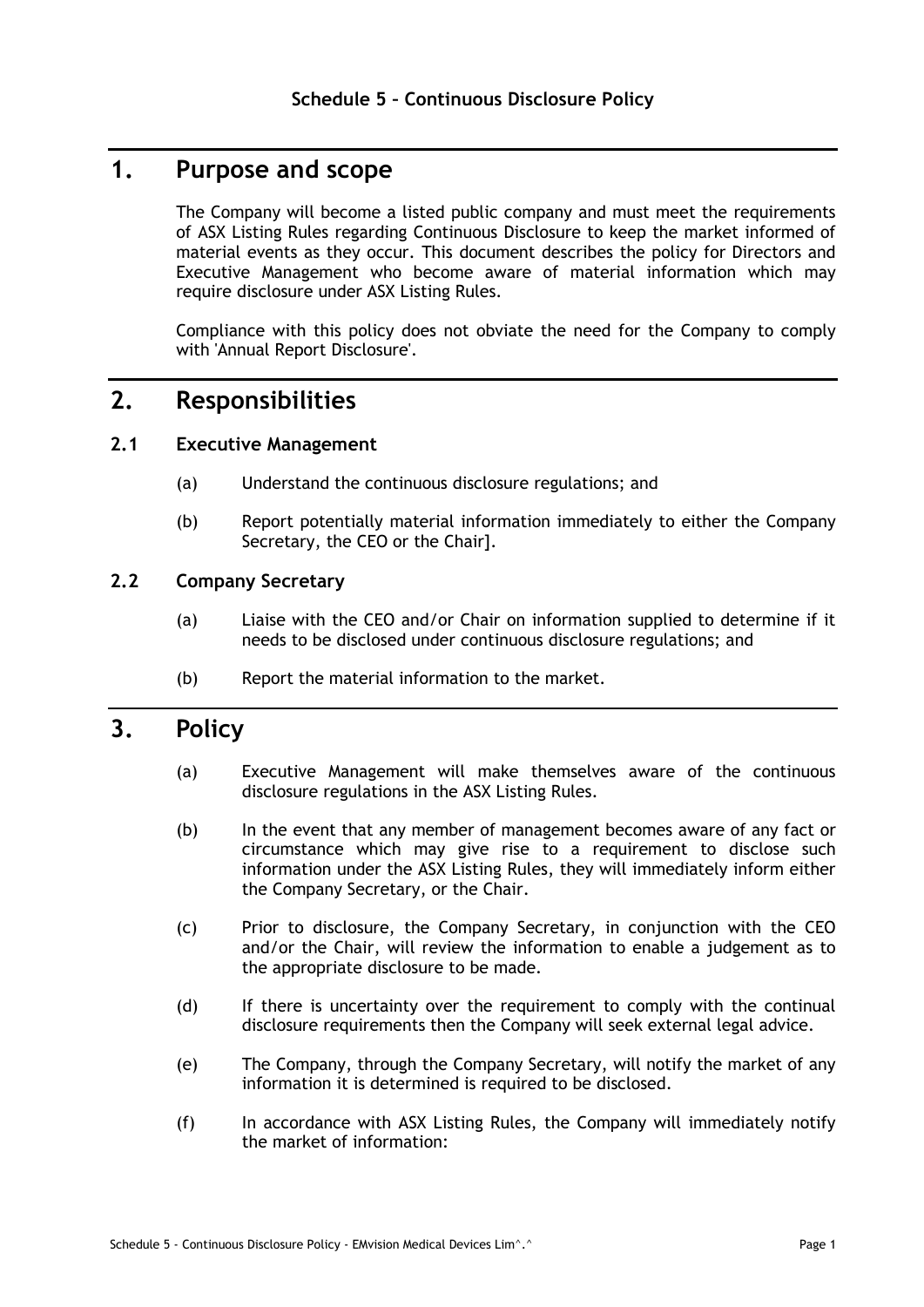**Schedule 5 – Continuous Disclosure Policy**

# 1. Purpose and scope

The Company will become a listed public company and must meet the requirements of ASX Listing Rules regarding Continuous Disclosure to keep the market informed of material events as they occur. This document describes the policy for Directors and Executive Management who become aware of material information which may require disclosure under ASX Listing Rules.

Compliance with this policy does not obviate the need for the Company to comply with 'Annual Report Disclosure'.

# 2. Responsibilities

## 2.1 Executive Management

(a) Understand the continuous disclosure regulations; and

(b) Report potentially material information immediately to either the Company Secretary, the CEO or the Chair].

## 2.2 Company Secretary

(a) Liaise with the CEO and/or Chair on information supplied to determine if it needs to be disclosed under continuous disclosure regulations; and

(b) Report the material information to the market.

# 3. Policy

(a) Executive Management will make themselves aware of the continuous disclosure regulations in the ASX Listing Rules.

(b) In the event that any member of management becomes aware of any fact or circumstance which may give rise to a requirement to disclose such information under the ASX Listing Rules, they will immediately inform either the Company Secretary, or the Chair.

(c) Prior to disclosure, the Company Secretary, in conjunction with the CEO and/or the Chair, will review the information to enable a judgement as to the appropriate disclosure to be made.

(d) If there is uncertainty over the requirement to comply with the continual disclosure requirements then the Company will seek external legal advice.

(e) The Company, through the Company Secretary, will notify the market of any information it is determined is required to be disclosed.

(f) In accordance with ASX Listing Rules, the Company will immediately notify the market of information: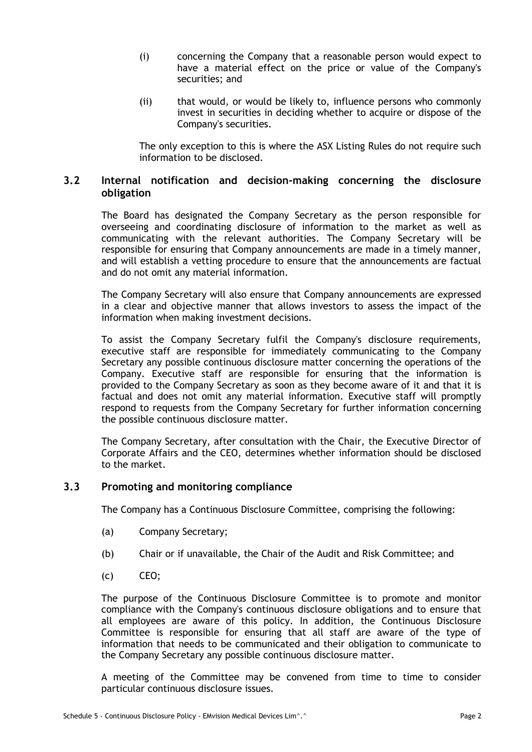(i) concerning the Company that a reasonable person would expect to have a material effect on the price or value of the Company's securities; and

(ii) that would, or would be likely to, influence persons who commonly invest in securities in deciding whether to acquire or dispose of the Company's securities.

The only exception to this is where the ASX Listing Rules do not require such information to be disclosed.

## 3.2 Internal notification and decision-making concerning the disclosure obligation

The Board has designated the Company Secretary as the person responsible for overseeing and coordinating disclosure of information to the market as well as communicating with the relevant authorities. The Company Secretary will be responsible for ensuring that Company announcements are made in a timely manner, and will establish a vetting procedure to ensure that the announcements are factual and do not omit any material information.

The Company Secretary will also ensure that Company announcements are expressed in a clear and objective manner that allows investors to assess the impact of the information when making investment decisions.

To assist the Company Secretary fulfil the Company's disclosure requirements, executive staff are responsible for immediately communicating to the Company Secretary any possible continuous disclosure matter concerning the operations of the Company. Executive staff are responsible for ensuring that the information is provided to the Company Secretary as soon as they become aware of it and that it is factual and does not omit any material information. Executive staff will promptly respond to requests from the Company Secretary for further information concerning the possible continuous disclosure matter.

The Company Secretary, after consultation with the Chair, the Executive Director of Corporate Affairs and the CEO, determines whether information should be disclosed to the market.

## 3.3 Promoting and monitoring compliance

The Company has a Continuous Disclosure Committee, comprising the following:

(a) Company Secretary;

(b) Chair or if unavailable, the Chair of the Audit and Risk Committee; and

(c) CEO;

The purpose of the Continuous Disclosure Committee is to promote and monitor compliance with the Company's continuous disclosure obligations and to ensure that all employees are aware of this policy. In addition, the Continuous Disclosure Committee is responsible for ensuring that all staff are aware of the type of information that needs to be communicated and their obligation to communicate to the Company Secretary any possible continuous disclosure matter.

A meeting of the Committee may be convened from time to time to consider particular continuous disclosure issues.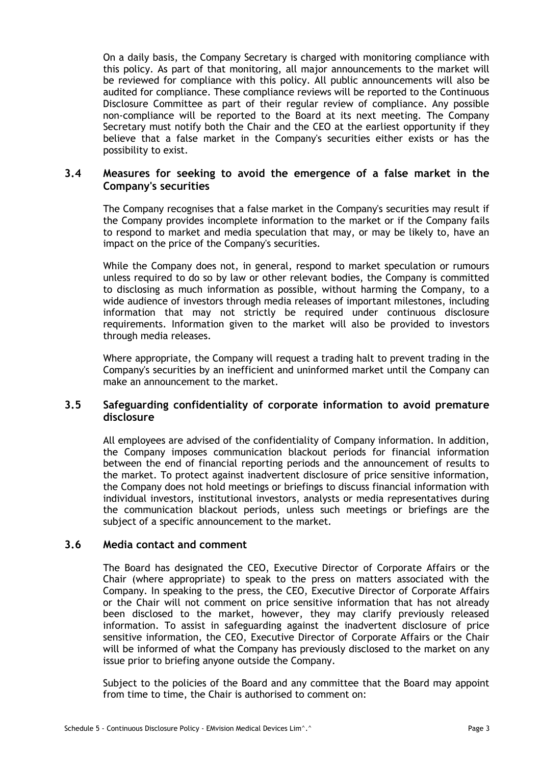On a daily basis, the Company Secretary is charged with monitoring compliance with this policy. As part of that monitoring, all major announcements to the market will be reviewed for compliance with this policy. All public announcements will also be audited for compliance. These compliance reviews will be reported to the Continuous Disclosure Committee as part of their regular review of compliance. Any possible non-compliance will be reported to the Board at its next meeting. The Company Secretary must notify both the Chair and the CEO at the earliest opportunity if they believe that a false market in the Company's securities either exists or has the possibility to exist.

### 3.4 Measures for seeking to avoid the emergence of a false market in the Company's securities

The Company recognises that a false market in the Company's securities may result if the Company provides incomplete information to the market or if the Company fails to respond to market and media speculation that may, or may be likely to, have an impact on the price of the Company's securities.

While the Company does not, in general, respond to market speculation or rumours unless required to do so by law or other relevant bodies, the Company is committed to disclosing as much information as possible, without harming the Company, to a wide audience of investors through media releases of important milestones, including information that may not strictly be required under continuous disclosure requirements. Information given to the market will also be provided to investors through media releases.

Where appropriate, the Company will request a trading halt to prevent trading in the Company's securities by an inefficient and uninformed market until the Company can make an announcement to the market.

### 3.5 Safeguarding confidentiality of corporate information to avoid premature disclosure

All employees are advised of the confidentiality of Company information. In addition, the Company imposes communication blackout periods for financial information between the end of financial reporting periods and the announcement of results to the market. To protect against inadvertent disclosure of price sensitive information, the Company does not hold meetings or briefings to discuss financial information with individual investors, institutional investors, analysts or media representatives during the communication blackout periods, unless such meetings or briefings are the subject of a specific announcement to the market.

### 3.6 Media contact and comment

The Board has designated the CEO, Executive Director of Corporate Affairs or the Chair (where appropriate) to speak to the press on matters associated with the Company. In speaking to the press, the CEO, Executive Director of Corporate Affairs or the Chair will not comment on price sensitive information that has not already been disclosed to the market, however, they may clarify previously released information. To assist in safeguarding against the inadvertent disclosure of price sensitive information, the CEO, Executive Director of Corporate Affairs or the Chair will be informed of what the Company has previously disclosed to the market on any issue prior to briefing anyone outside the Company.

Subject to the policies of the Board and any committee that the Board may appoint from time to time, the Chair is authorised to comment on: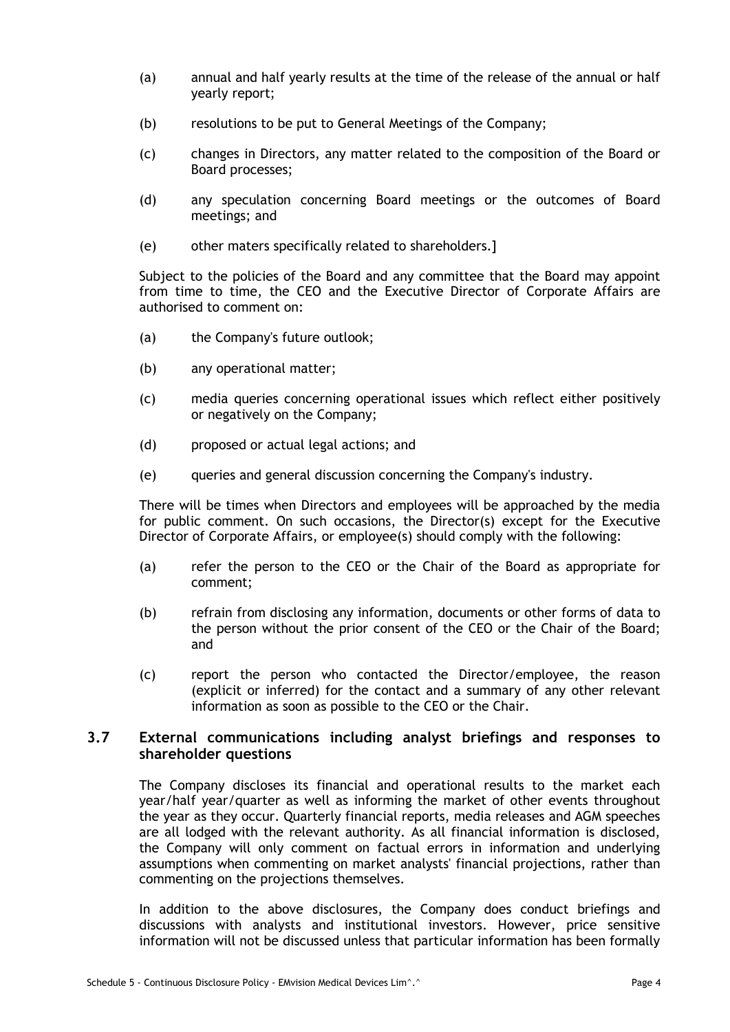(a) annual and half yearly results at the time of the release of the annual or half yearly report;

(b) resolutions to be put to General Meetings of the Company;

(c) changes in Directors, any matter related to the composition of the Board or Board processes;

(d) any speculation concerning Board meetings or the outcomes of Board meetings; and

(e) other maters specifically related to shareholders.]

Subject to the policies of the Board and any committee that the Board may appoint from time to time, the CEO and the Executive Director of Corporate Affairs are authorised to comment on:

(a) the Company's future outlook;

(b) any operational matter;

(c) media queries concerning operational issues which reflect either positively or negatively on the Company;

(d) proposed or actual legal actions; and

(e) queries and general discussion concerning the Company's industry.

There will be times when Directors and employees will be approached by the media for public comment. On such occasions, the Director(s) except for the Executive Director of Corporate Affairs, or employee(s) should comply with the following:

(a) refer the person to the CEO or the Chair of the Board as appropriate for comment;

(b) refrain from disclosing any information, documents or other forms of data to the person without the prior consent of the CEO or the Chair of the Board; and

(c) report the person who contacted the Director/employee, the reason (explicit or inferred) for the contact and a summary of any other relevant information as soon as possible to the CEO or the Chair.

### 3.7 External communications including analyst briefings and responses to shareholder questions

The Company discloses its financial and operational results to the market each year/half year/quarter as well as informing the market of other events throughout the year as they occur. Quarterly financial reports, media releases and AGM speeches are all lodged with the relevant authority. As all financial information is disclosed, the Company will only comment on factual errors in information and underlying assumptions when commenting on market analysts' financial projections, rather than commenting on the projections themselves.

In addition to the above disclosures, the Company does conduct briefings and discussions with analysts and institutional investors. However, price sensitive information will not be discussed unless that particular information has been formally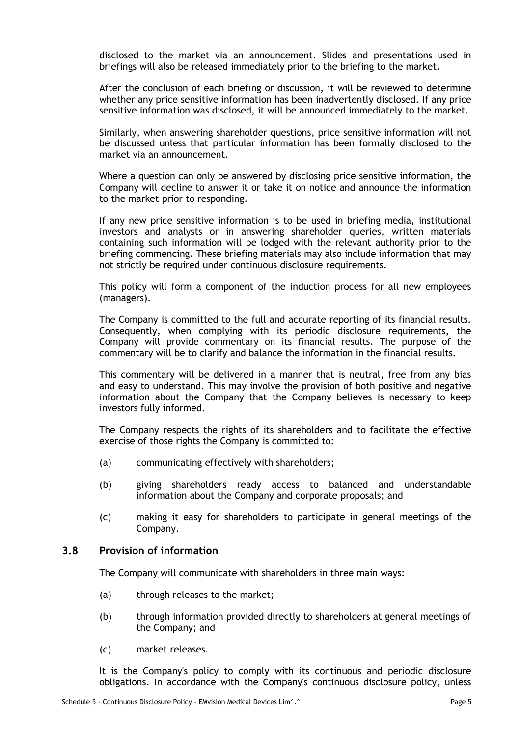disclosed to the market via an announcement. Slides and presentations used in briefings will also be released immediately prior to the briefing to the market.

After the conclusion of each briefing or discussion, it will be reviewed to determine whether any price sensitive information has been inadvertently disclosed. If any price sensitive information was disclosed, it will be announced immediately to the market.

Similarly, when answering shareholder questions, price sensitive information will not be discussed unless that particular information has been formally disclosed to the market via an announcement.

Where a question can only be answered by disclosing price sensitive information, the Company will decline to answer it or take it on notice and announce the information to the market prior to responding.

If any new price sensitive information is to be used in briefing media, institutional investors and analysts or in answering shareholder queries, written materials containing such information will be lodged with the relevant authority prior to the briefing commencing. These briefing materials may also include information that may not strictly be required under continuous disclosure requirements.

This policy will form a component of the induction process for all new employees (managers).

The Company is committed to the full and accurate reporting of its financial results. Consequently, when complying with its periodic disclosure requirements, the Company will provide commentary on its financial results. The purpose of the commentary will be to clarify and balance the information in the financial results.

This commentary will be delivered in a manner that is neutral, free from any bias and easy to understand. This may involve the provision of both positive and negative information about the Company that the Company believes is necessary to keep investors fully informed.

The Company respects the rights of its shareholders and to facilitate the effective exercise of those rights the Company is committed to:

(a) communicating effectively with shareholders;

(b) giving shareholders ready access to balanced and understandable information about the Company and corporate proposals; and

(c) making it easy for shareholders to participate in general meetings of the Company.

### 3.8 Provision of information

The Company will communicate with shareholders in three main ways:

(a) through releases to the market;

(b) through information provided directly to shareholders at general meetings of the Company; and

(c) market releases.

It is the Company's policy to comply with its continuous and periodic disclosure obligations. In accordance with the Company's continuous disclosure policy, unless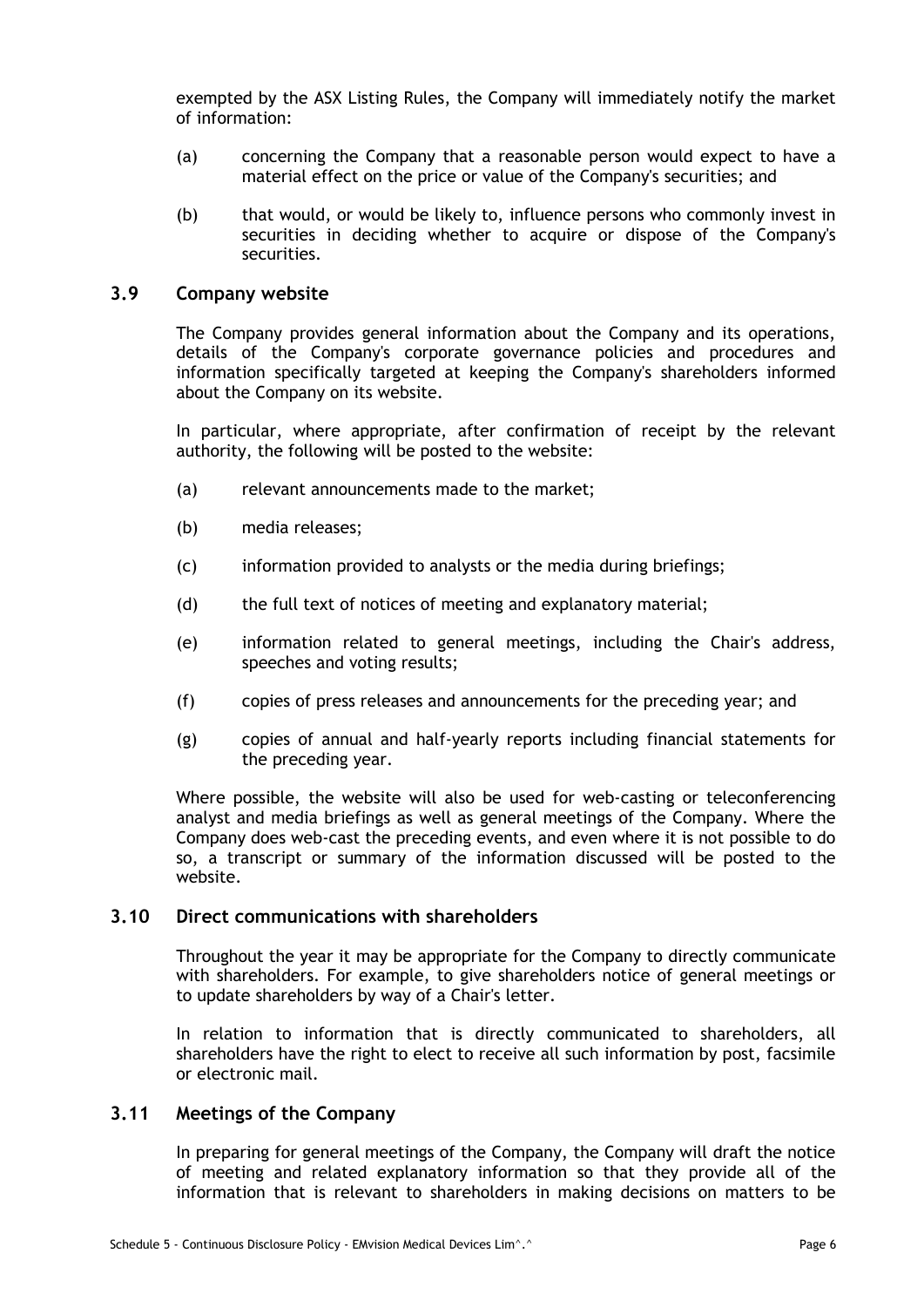exempted by the ASX Listing Rules, the Company will immediately notify the market of information:

(a) concerning the Company that a reasonable person would expect to have a material effect on the price or value of the Company's securities; and

(b) that would, or would be likely to, influence persons who commonly invest in securities in deciding whether to acquire or dispose of the Company's securities.

### 3.9 Company website

The Company provides general information about the Company and its operations, details of the Company's corporate governance policies and procedures and information specifically targeted at keeping the Company's shareholders informed about the Company on its website.

In particular, where appropriate, after confirmation of receipt by the relevant authority, the following will be posted to the website:

(a) relevant announcements made to the market;

(b) media releases;

(c) information provided to analysts or the media during briefings;

(d) the full text of notices of meeting and explanatory material;

(e) information related to general meetings, including the Chair's address, speeches and voting results;

(f) copies of press releases and announcements for the preceding year; and

(g) copies of annual and half-yearly reports including financial statements for the preceding year.

Where possible, the website will also be used for web-casting or teleconferencing analyst and media briefings as well as general meetings of the Company. Where the Company does web-cast the preceding events, and even where it is not possible to do so, a transcript or summary of the information discussed will be posted to the website.

### 3.10 Direct communications with shareholders

Throughout the year it may be appropriate for the Company to directly communicate with shareholders. For example, to give shareholders notice of general meetings or to update shareholders by way of a Chair's letter.

In relation to information that is directly communicated to shareholders, all shareholders have the right to elect to receive all such information by post, facsimile or electronic mail.

### 3.11 Meetings of the Company

In preparing for general meetings of the Company, the Company will draft the notice of meeting and related explanatory information so that they provide all of the information that is relevant to shareholders in making decisions on matters to be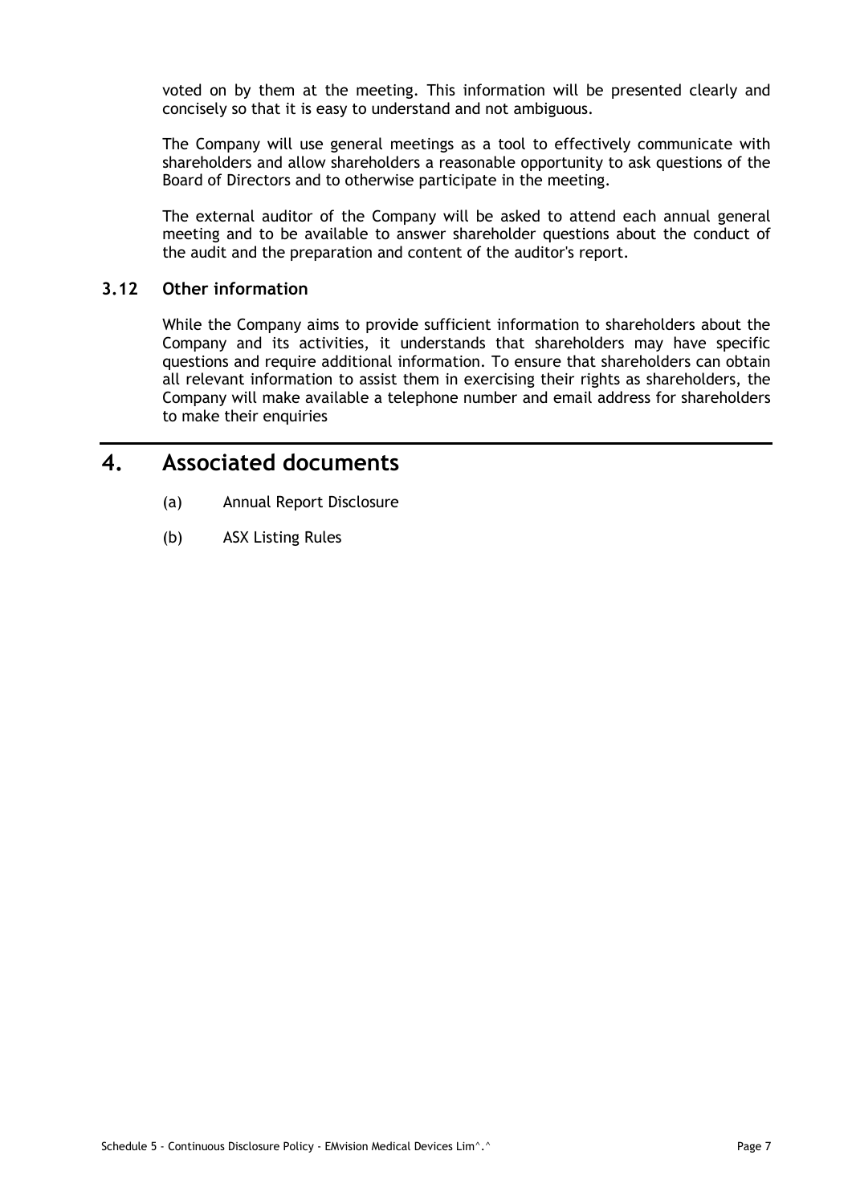voted on by them at the meeting. This information will be presented clearly and concisely so that it is easy to understand and not ambiguous.

The Company will use general meetings as a tool to effectively communicate with shareholders and allow shareholders a reasonable opportunity to ask questions of the Board of Directors and to otherwise participate in the meeting.

The external auditor of the Company will be asked to attend each annual general meeting and to be available to answer shareholder questions about the conduct of the audit and the preparation and content of the auditor's report.

### 3.12 Other information

While the Company aims to provide sufficient information to shareholders about the Company and its activities, it understands that shareholders may have specific questions and require additional information. To ensure that shareholders can obtain all relevant information to assist them in exercising their rights as shareholders, the Company will make available a telephone number and email address for shareholders to make their enquiries

## 4. Associated documents

(a) Annual Report Disclosure

(b) ASX Listing Rules